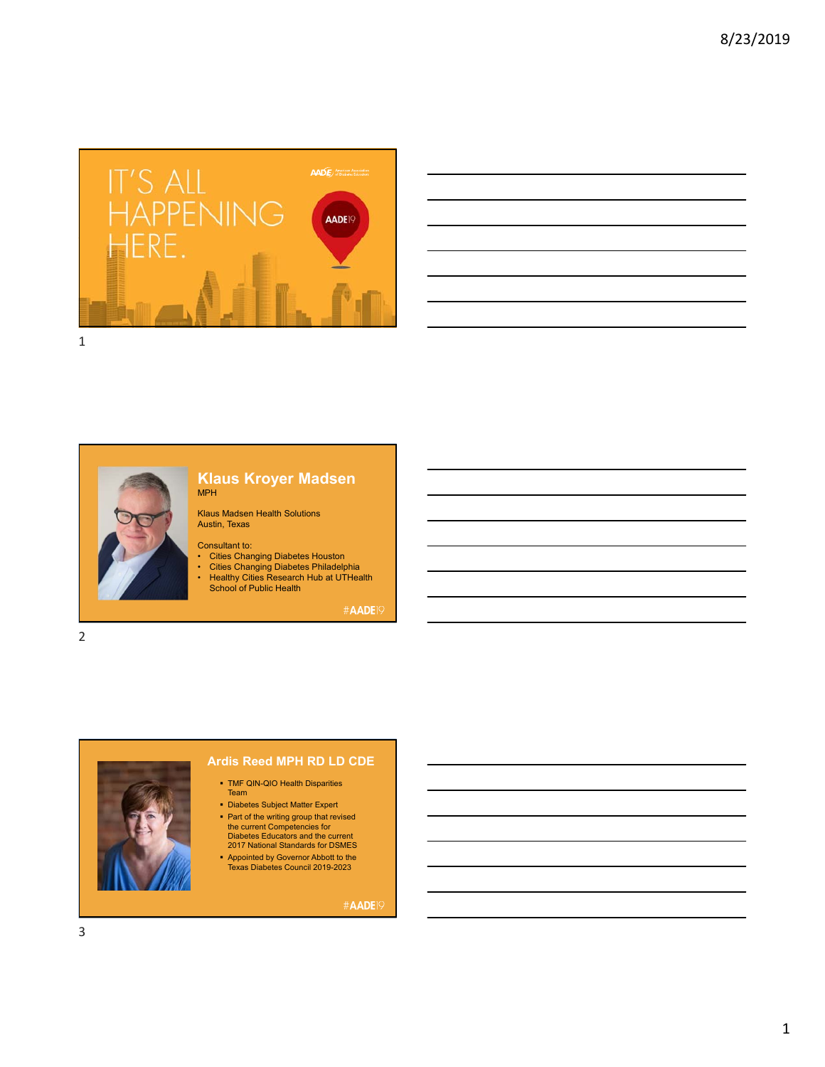# IT'S ALL HAPPENING HERE.

AADE19

## Klaus Kroyer Madsen

MPH

Klaus Madsen Health Solutions
Austin, Texas

Consultant to:

- Cities Changing Diabetes Houston
- Cities Changing Diabetes Philadelphia
- Healthy Cities Research Hub at UTHealth School of Public Health

#AADE19

## Ardis Reed MPH RD LD CDE

- TMF QIN-QIO Health Disparities Team
- Diabetes Subject Matter Expert
- Part of the writing group that revised the current Competencies for Diabetes Educators and the current 2017 National Standards for DSMES
- Appointed by Governor Abbott to the Texas Diabetes Council 2019-2023

#AADE19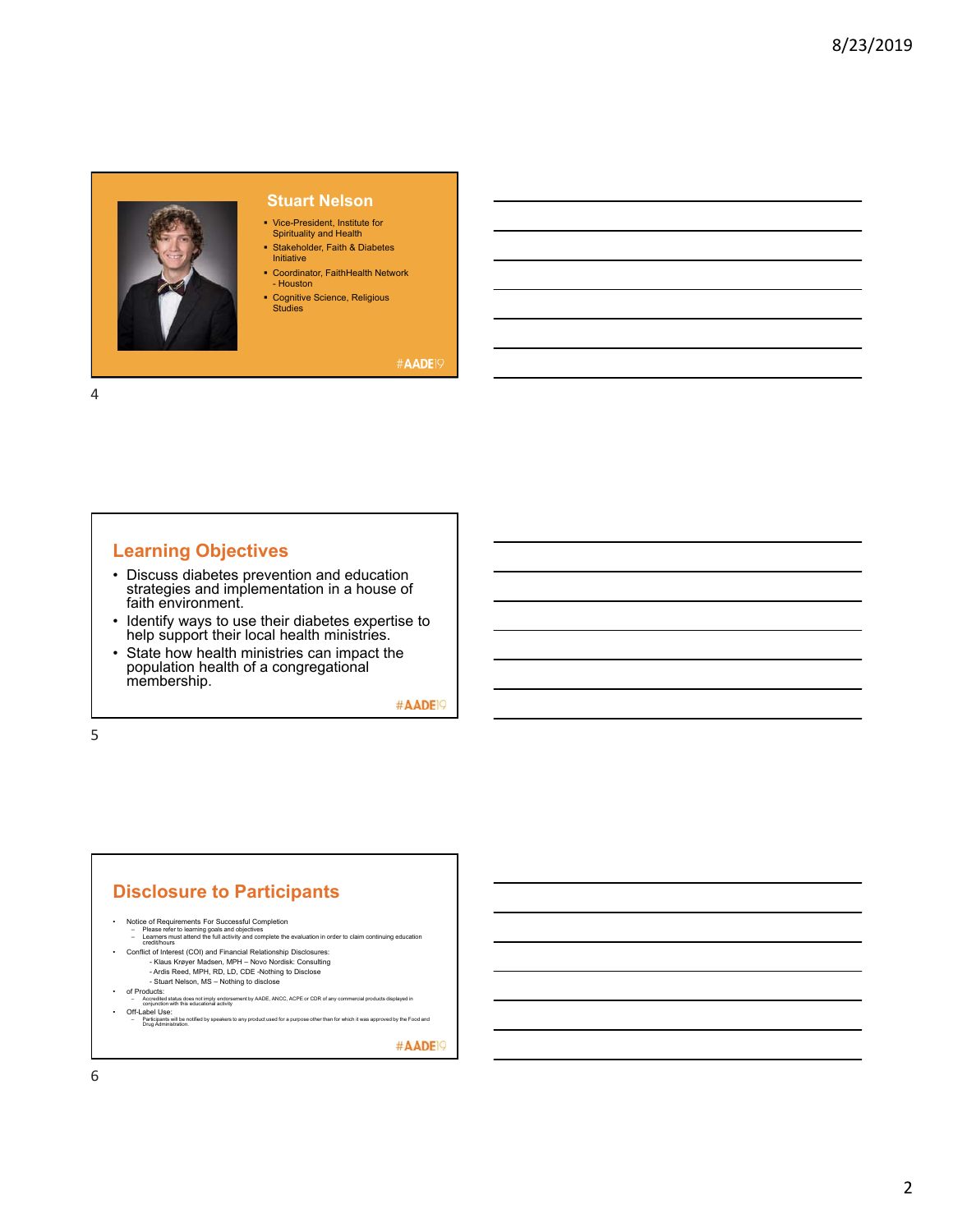## Stuart Nelson

- Vice-President, Institute for Spirituality and Health
- Stakeholder, Faith & Diabetes Initiative
- Coordinator, FaithHealth Network - Houston
- Cognitive Science, Religious Studies

#AADE19

## Learning Objectives

- Discuss diabetes prevention and education strategies and implementation in a house of faith environment.
- Identify ways to use their diabetes expertise to help support their local health ministries.
- State how health ministries can impact the population health of a congregational membership.

#AADE19

## Disclosure to Participants

- Notice of Requirements For Successful Completion
  - Please refer to learning goals and objectives
  - Learners must attend the full activity and complete the evaluation in order to claim continuing education credit/hours
- Conflict of Interest (COI) and Financial Relationship Disclosures:
  - Klaus Krøyer Madsen, MPH – Novo Nordisk: Consulting
  - Ardis Reed, MPH, RD, LD, CDE -Nothing to Disclose
  - Stuart Nelson, MS – Nothing to disclose
- of Products:
  - Accredited status does not imply endorsement by AADE, ANCC, ACPE or CDR of any commercial products displayed in conjunction with this educational activity
- Off-Label Use:
  - Participants will be notified by speakers to any product used for a purpose other than for which it was approved by the Food and Drug Administration.

#AADE19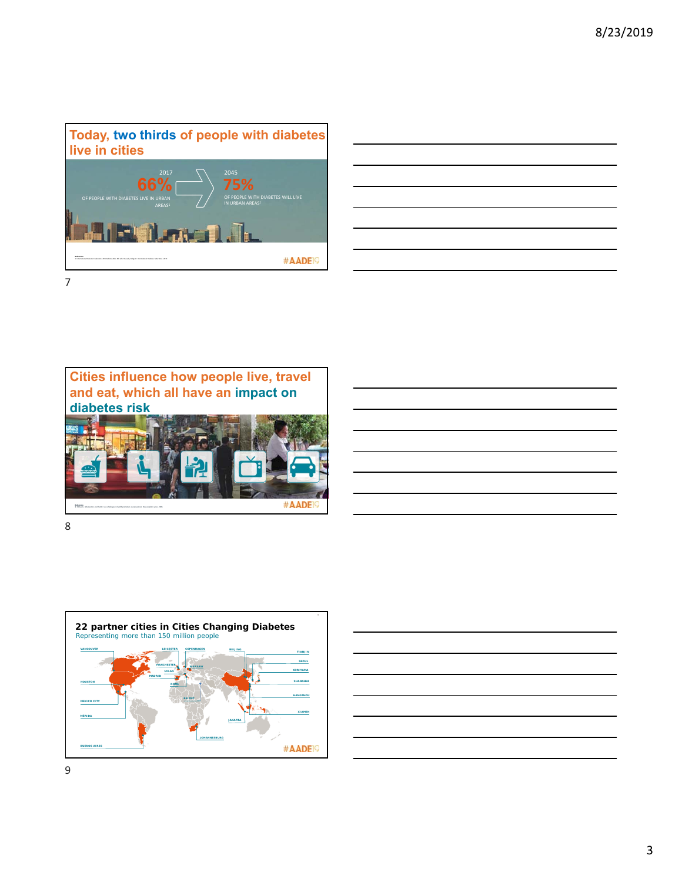## Today, two thirds of people with diabetes live in cities

2017

66%

OF PEOPLE WITH DIABETES LIVE IN URBAN AREAS[1]

2045

75%

OF PEOPLE WITH DIABETES WILL LIVE IN URBAN AREAS[1]

#AADE19

## Cities influence how people live, travel and eat, which all have an impact on diabetes risk

#AADE19

## 22 partner cities in Cities Changing Diabetes

Representing more than 150 million people

VANCOUVER, LEICESTER, COPENHAGEN, BEIJING, TIANJIN, SEOUL, KORIYAMA, MANCHESTER, WARSAW, MILAN, MADRID, HOUSTON, SHANGHAI, ROME, HANGZHOU, BEIRUT, MEXICO CITY, XIAMEN, MERIDA, JAKARTA, JOHANNESBURG, BUENOS AIRES

#AADE19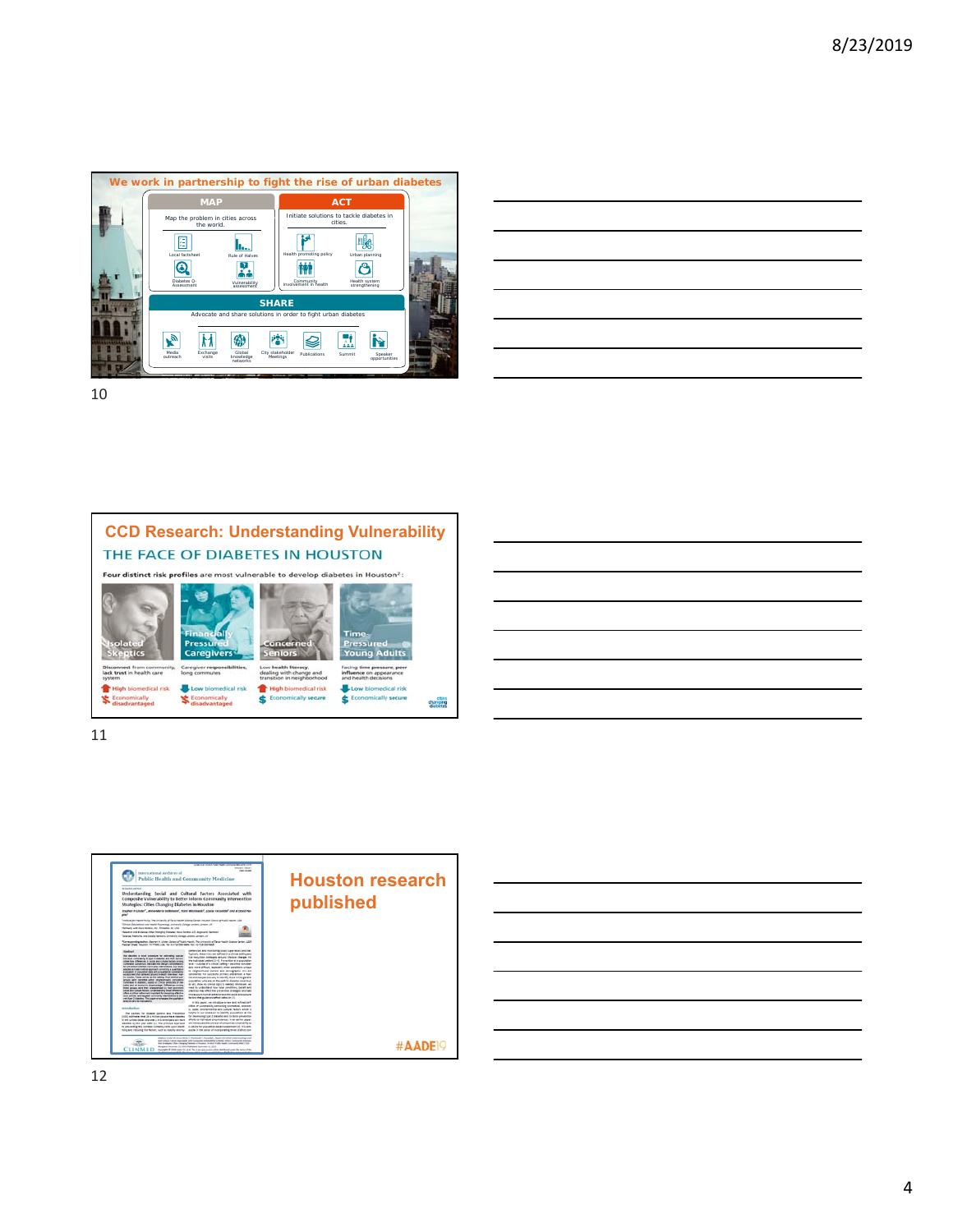## We work in partnership to fight the rise of urban diabetes

**MAP**

Map the problem in cities across the world.

- Local factsheet
- Rule of Halves
- Diabetes Q-Assessment
- Vulnerability assessment

**ACT**

Initiate solutions to tackle diabetes in cities.

- Health promoting policy
- Urban planning
- Community involvement in health
- Health system strengthening

**SHARE**

Advocate and share solutions in order to fight urban diabetes

- Media outreach
- Exchange visits
- Global knowledge networks
- City stakeholder Meetings
- Publications
- Summit
- Speaker opportunities

## CCD Research: Understanding Vulnerability

### THE FACE OF DIABETES IN HOUSTON

**Four distinct risk profiles** are most vulnerable to develop diabetes in Houston[2]:

| Isolated Skeptics | Financially Pressured Caregivers | Concerned Seniors | Time-Pressured Young Adults |
|---|---|---|---|
| Disconnect from community, lack trust in health care system | Caregiver responsibilities, long commutes | Low health literacy, dealing with change and transition in neighborhood | Facing time pressure, peer influence on appearance and health decisions |
| High biomedical risk | Low biomedical risk | High biomedical risk | Low biomedical risk |
| Economically disadvantaged | Economically disadvantaged | Economically secure | Economically secure |

## Houston research published

#AADE19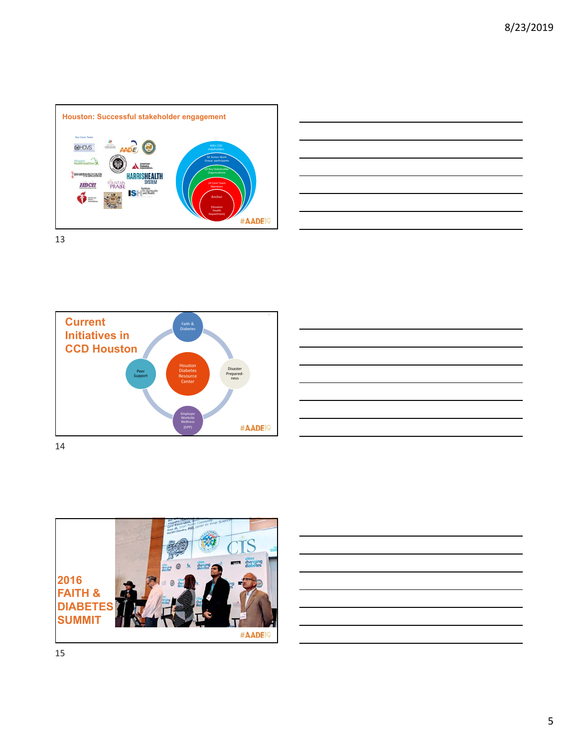## Houston: Successful stakeholder engagement

Our Core Team

- 400+ CCD stakeholders
- 92 Action Work Group participants
- 20 Key Stakeholder Organizations
- 14 Core Team Members
- Anchor (Houston Health Department)

#AADE19

## Current Initiatives in CCD Houston

- Houston Diabetes Resource Center
- Faith & Diabetes
- Disaster Preparedness
- Employer Worksite Wellness (DPP)
- Peer Support

#AADE19

## 2016 FAITH & DIABETES SUMMIT

#AADE19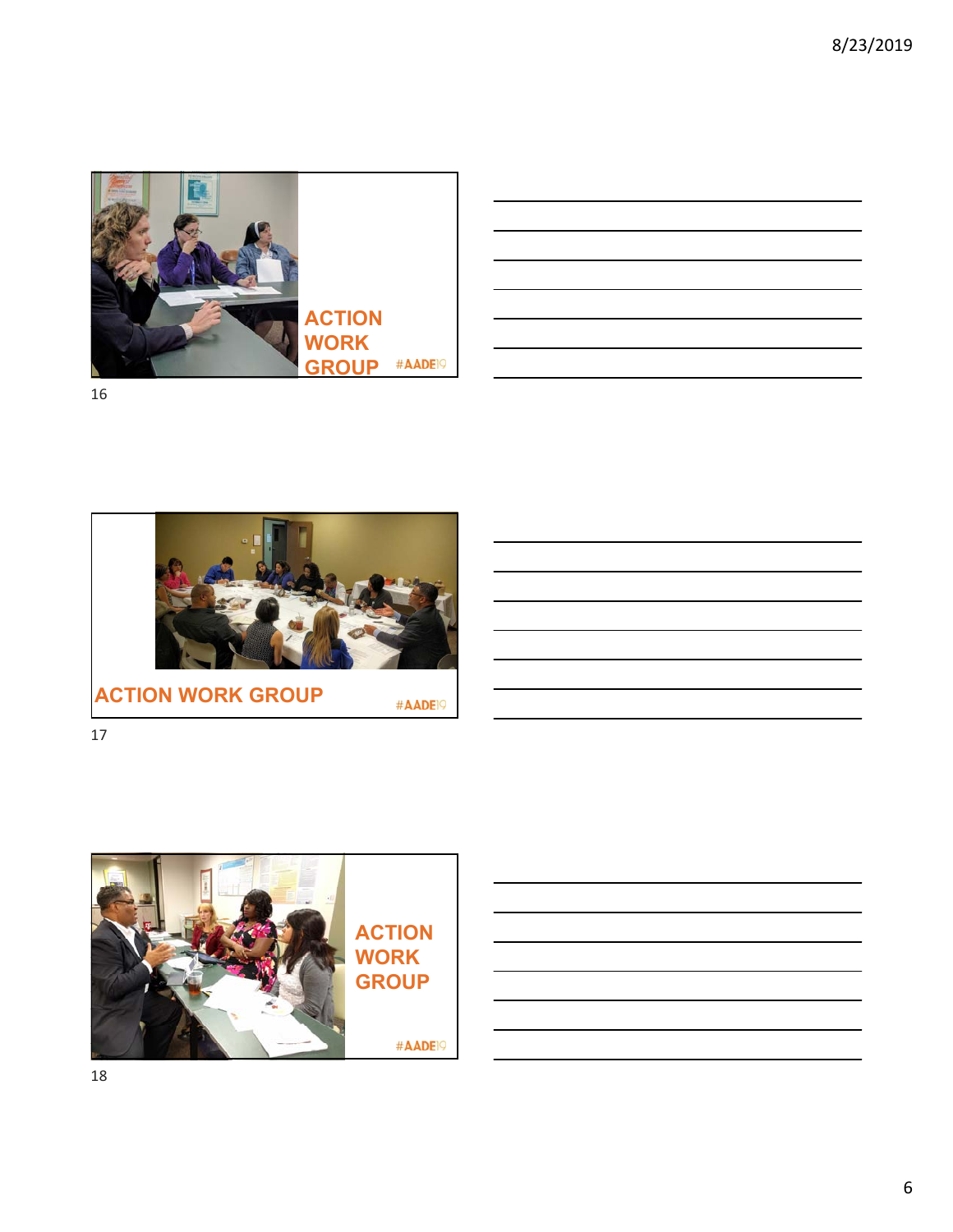ACTION WORK GROUP

#AADE19

ACTION WORK GROUP

#AADE19

ACTION WORK GROUP

#AADE19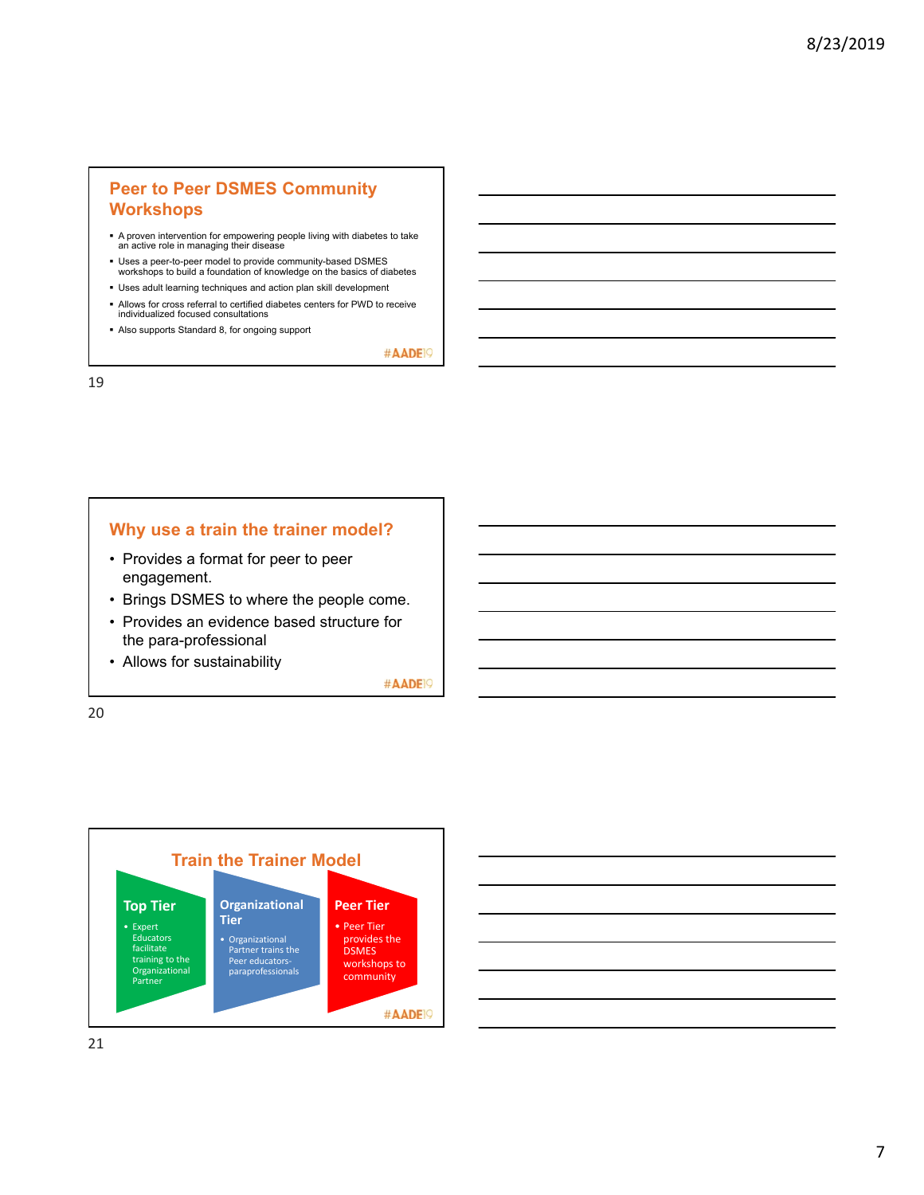## Peer to Peer DSMES Community Workshops

- A proven intervention for empowering people living with diabetes to take an active role in managing their disease
- Uses a peer-to-peer model to provide community-based DSMES workshops to build a foundation of knowledge on the basics of diabetes
- Uses adult learning techniques and action plan skill development
- Allows for cross referral to certified diabetes centers for PWD to receive individualized focused consultations
- Also supports Standard 8, for ongoing support

#AADE19

## Why use a train the trainer model?

- Provides a format for peer to peer engagement.
- Brings DSMES to where the people come.
- Provides an evidence based structure for the para-professional
- Allows for sustainability

#AADE19

## Train the Trainer Model

**Top Tier**

- Expert Educators facilitate training to the Organizational Partner

**Organizational Tier**

- Organizational Partner trains the Peer educators-paraprofessionals

**Peer Tier**

- Peer Tier provides the DSMES workshops to community

#AADE19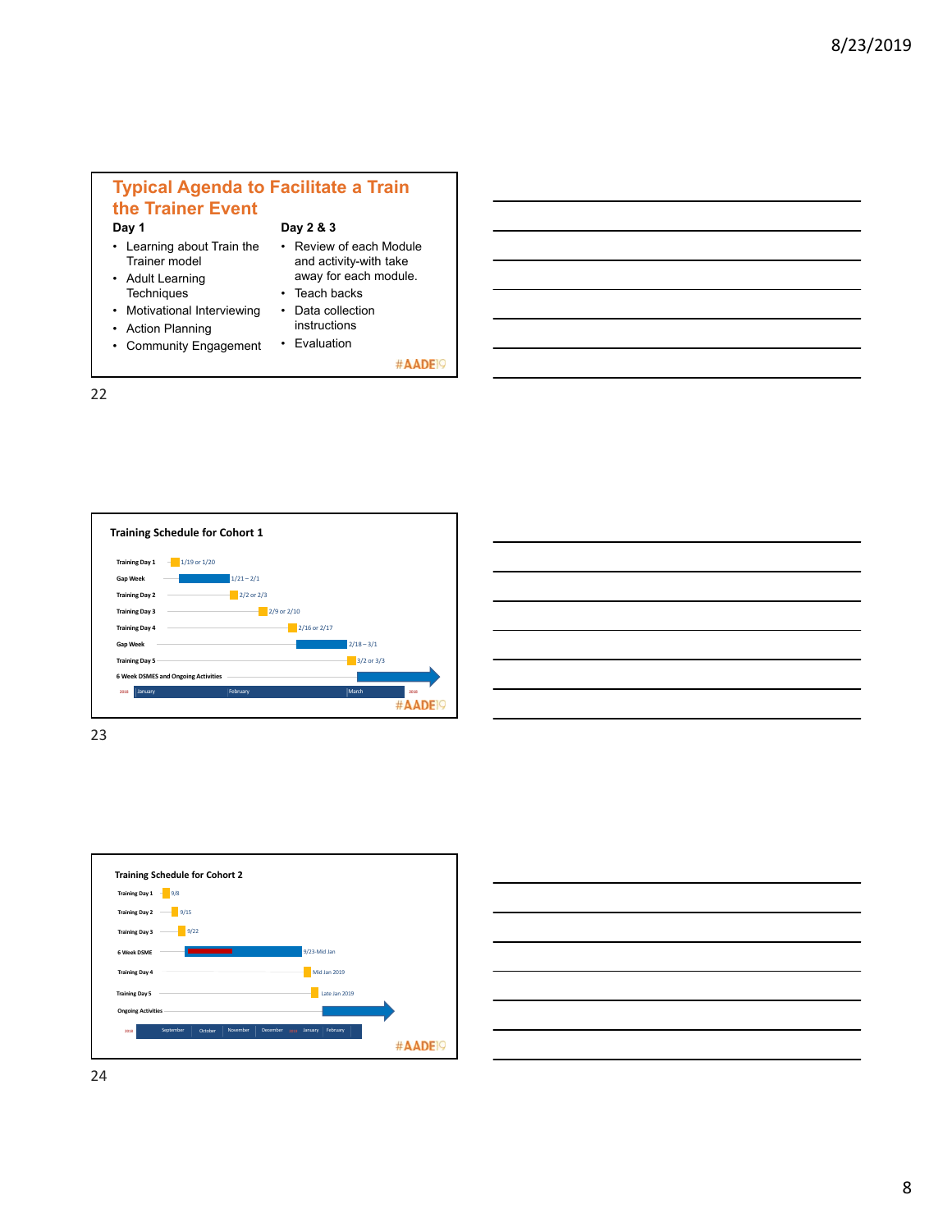## Typical Agenda to Facilitate a Train the Trainer Event

**Day 1**

- Learning about Train the Trainer model
- Adult Learning Techniques
- Motivational Interviewing
- Action Planning
- Community Engagement

**Day 2 & 3**

- Review of each Module and activity-with take away for each module.
- Teach backs
- Data collection instructions
- Evaluation

#AADE19

### Training Schedule for Cohort 1

| Activity | Dates |
|---|---|
| Training Day 1 | 1/19 or 1/20 |
| Gap Week | 1/21 – 2/1 |
| Training Day 2 | 2/2 or 2/3 |
| Training Day 3 | 2/9 or 2/10 |
| Training Day 4 | 2/16 or 2/17 |
| Gap Week | 2/18 – 3/1 |
| Training Day 5 | 3/2 or 3/3 |
| 6 Week DSMES and Ongoing Activities | |

2018 | January | February | March | 2018

#AADE19

### Training Schedule for Cohort 2

| Activity | Dates |
|---|---|
| Training Day 1 | 9/8 |
| Training Day 2 | 9/15 |
| Training Day 3 | 9/22 |
| 6 Week DSME | 9/23-Mid Jan |
| Training Day 4 | Mid Jan 2019 |
| Training Day 5 | Late Jan 2019 |
| Ongoing Activities | |

2018 | September | October | November | December | 2019 | January | February

#AADE19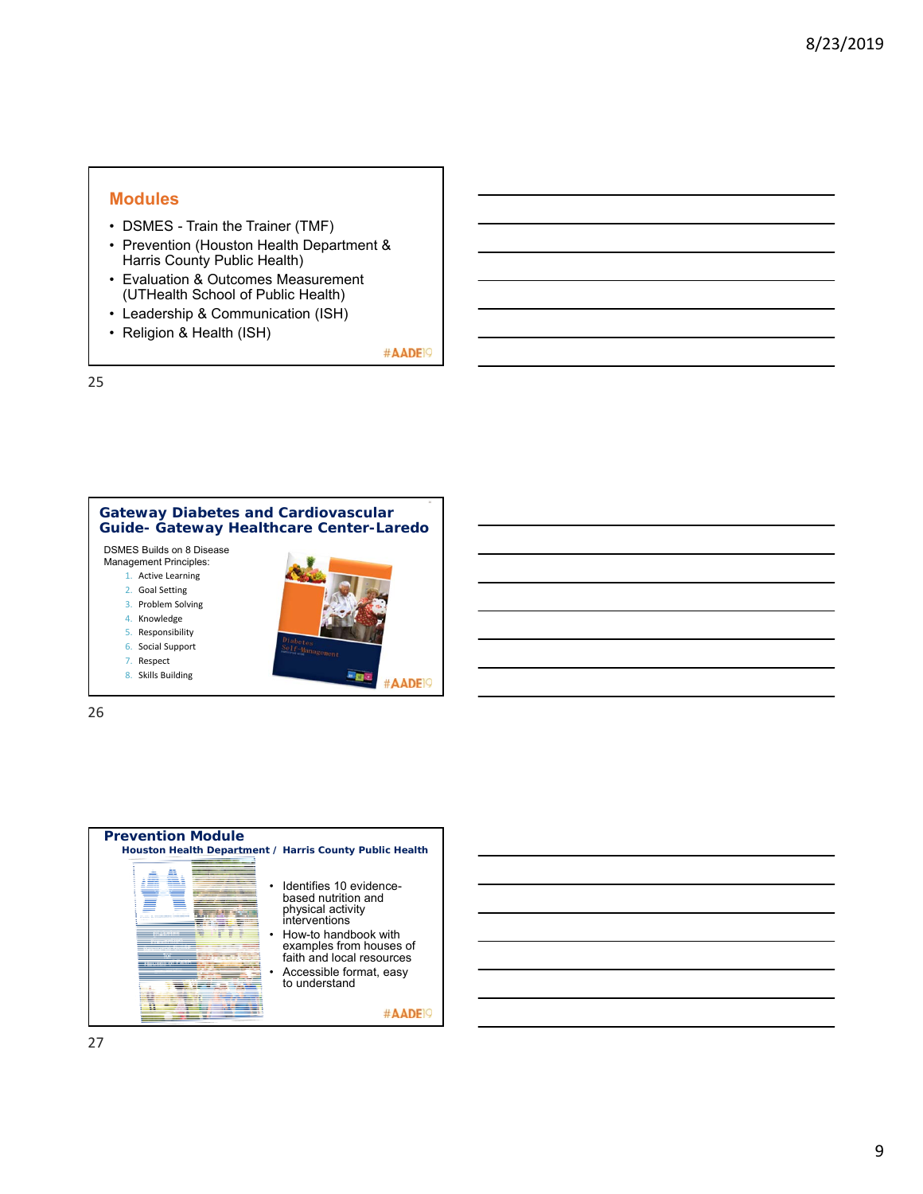## Modules

- DSMES - Train the Trainer (TMF)
- Prevention (Houston Health Department & Harris County Public Health)
- Evaluation & Outcomes Measurement (UTHealth School of Public Health)
- Leadership & Communication (ISH)
- Religion & Health (ISH)

#AADE19

## Gateway Diabetes and Cardiovascular Guide- Gateway Healthcare Center-Laredo

DSMES Builds on 8 Disease Management Principles:

1. Active Learning
2. Goal Setting
3. Problem Solving
4. Knowledge
5. Responsibility
6. Social Support
7. Respect
8. Skills Building

#AADE19

## Prevention Module

**Houston Health Department / Harris County Public Health**

- Identifies 10 evidence-based nutrition and physical activity interventions
- How-to handbook with examples from houses of faith and local resources
- Accessible format, easy to understand

#AADE19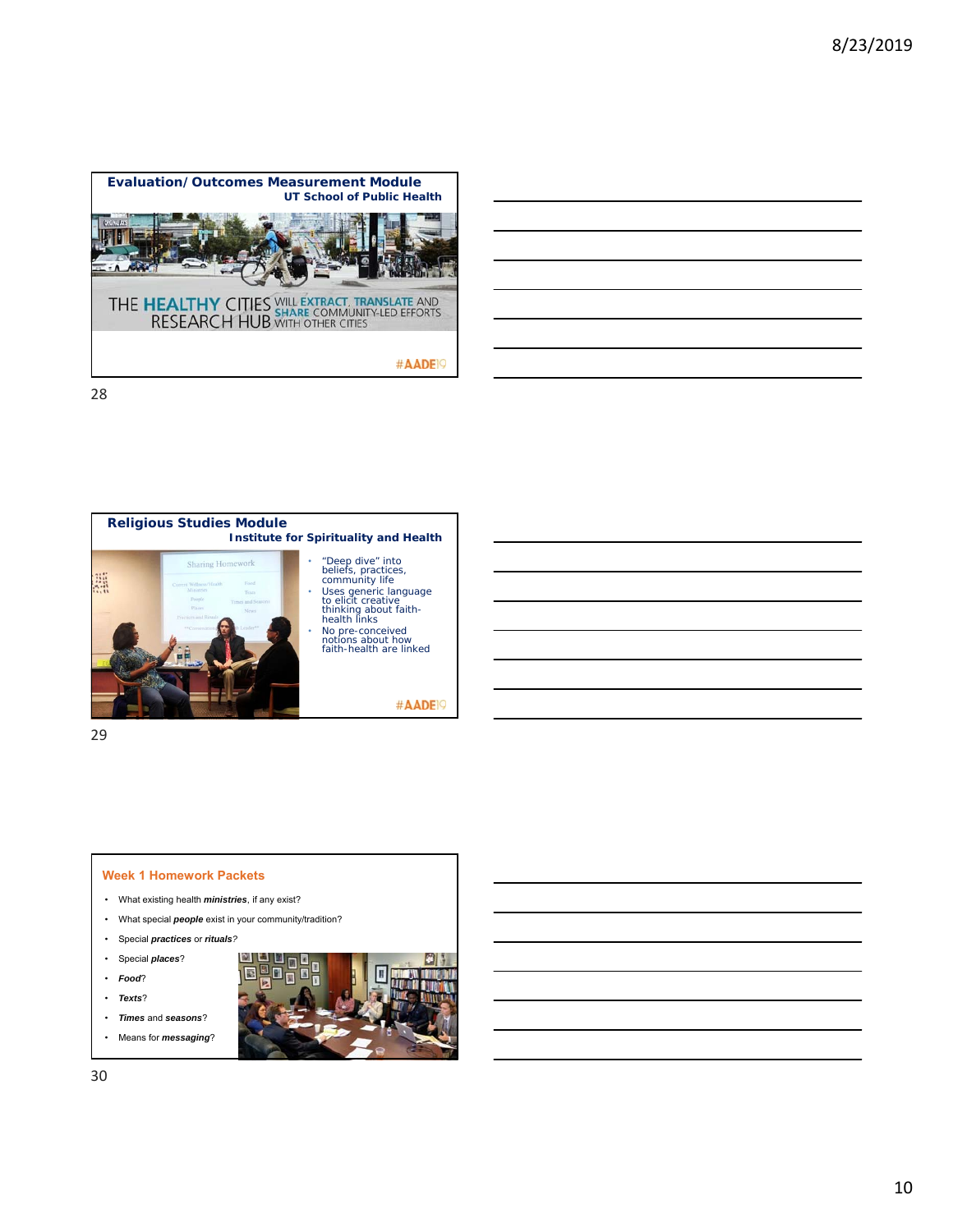## Evaluation/ Outcomes Measurement Module

**UT School of Public Health**

THE HEALTHY CITIES RESEARCH HUB WILL EXTRACT, TRANSLATE AND SHARE COMMUNITY-LED EFFORTS WITH OTHER CITIES

#AADE19

## Religious Studies Module

**Institute for Spirituality and Health**

- "Deep dive" into beliefs, practices, community life
- Uses generic language to elicit creative thinking about faith-health links
- No pre-conceived notions about how faith-health are linked

#AADE19

## Week 1 Homework Packets

- What existing health ***ministries***, if any exist?
- What special ***people*** exist in your community/tradition?
- Special ***practices*** or ***rituals***?
- Special ***places***?
- ***Food***?
- ***Texts***?
- ***Times*** and ***seasons***?
- Means for ***messaging***?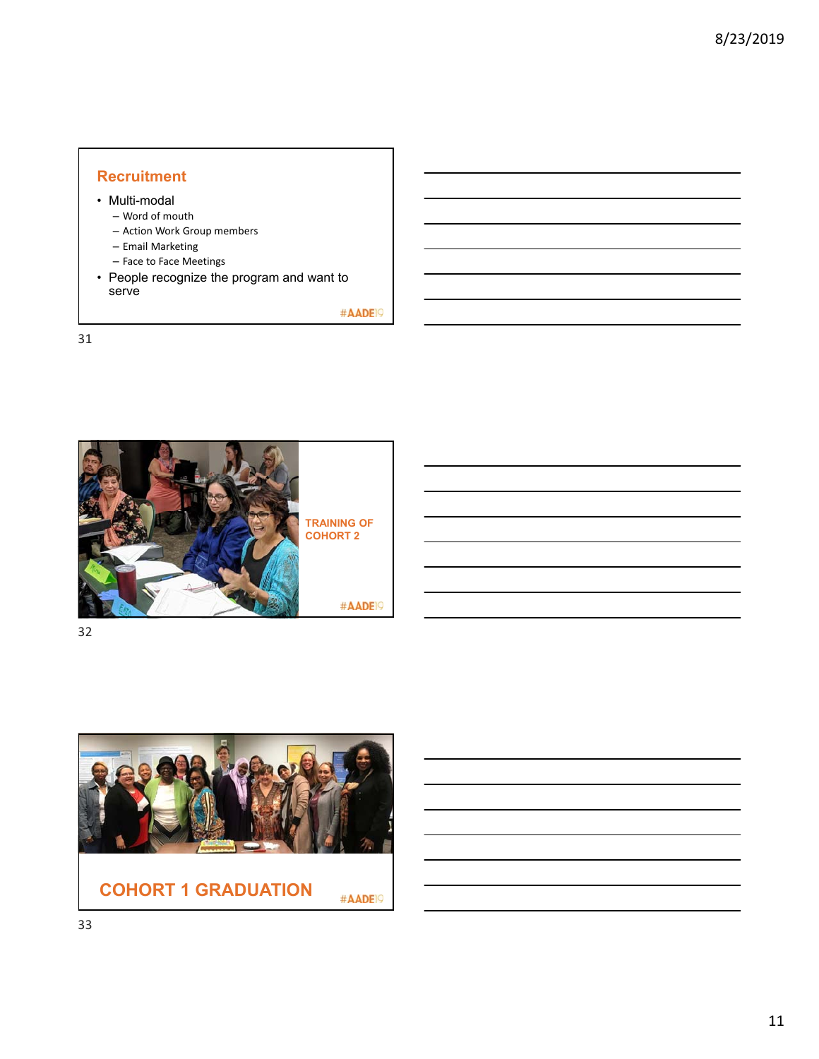## Recruitment

- Multi-modal
  - Word of mouth
  - Action Work Group members
  - Email Marketing
  - Face to Face Meetings
- People recognize the program and want to serve

#AADE19

TRAINING OF COHORT 2

#AADE19

COHORT 1 GRADUATION

#AADE19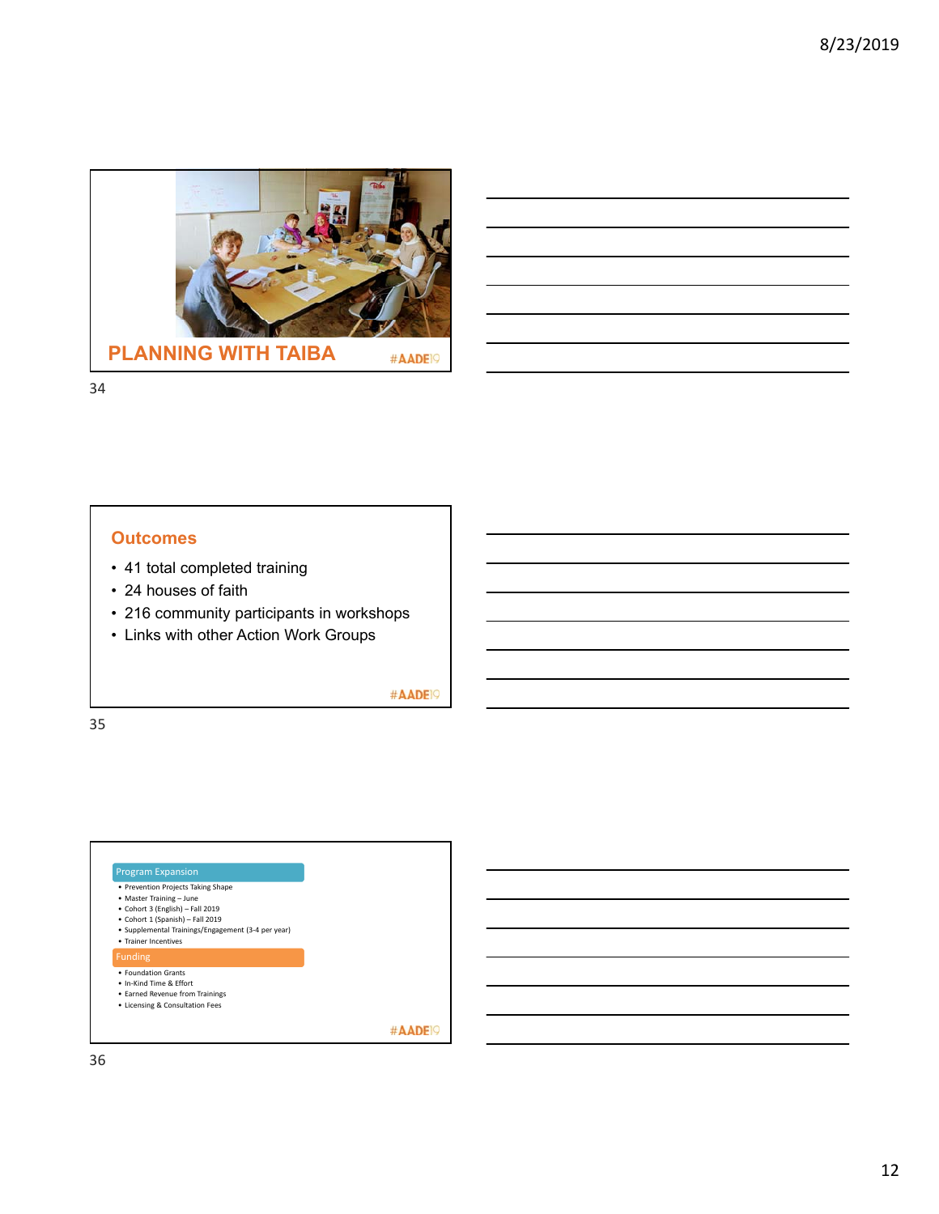## PLANNING WITH TAIBA

#AADE19

## Outcomes

- 41 total completed training
- 24 houses of faith
- 216 community participants in workshops
- Links with other Action Work Groups

#AADE19

### Program Expansion

- Prevention Projects Taking Shape
- Master Training – June
- Cohort 3 (English) – Fall 2019
- Cohort 1 (Spanish) – Fall 2019
- Supplemental Trainings/Engagement (3-4 per year)
- Trainer Incentives

### Funding

- Foundation Grants
- In-Kind Time & Effort
- Earned Revenue from Trainings
- Licensing & Consultation Fees

#AADE19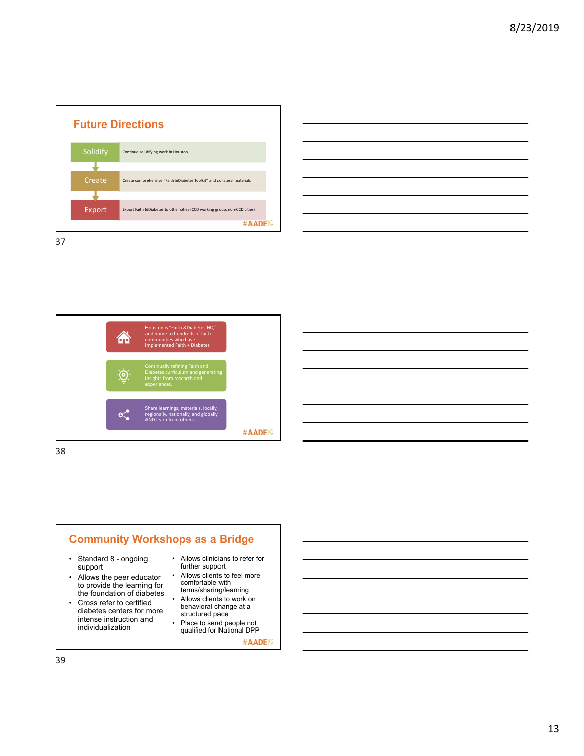## Future Directions

- **Solidify** — Continue solidifying work in Houston
- **Create** — Create comprehensive "Faith &Diabetes Toolkit" and collateral materials
- **Export** — Export Faith &Diabetes to other cities (CCD working group, non-CCD cities)

#AADE19

---

- Houston is "Faith &Diabetes HQ" and home to hundreds of faith communities who have implemented Faith + Diabetes
- Continually refining Faith and Diabetes curriculum and generating insights from research and experiences.
- Share learnings, materials, locally, regionally, nationally, and globally AND learn from others.

#AADE19

---

## Community Workshops as a Bridge

- Standard 8 - ongoing support
- Allows the peer educator to provide the learning for the foundation of diabetes
- Cross refer to certified diabetes centers for more intense instruction and individualization
- Allows clinicians to refer for further support
- Allows clients to feel more comfortable with terms/sharing/learning
- Allows clients to work on behavioral change at a structured pace
- Place to send people not qualified for National DPP

#AADE19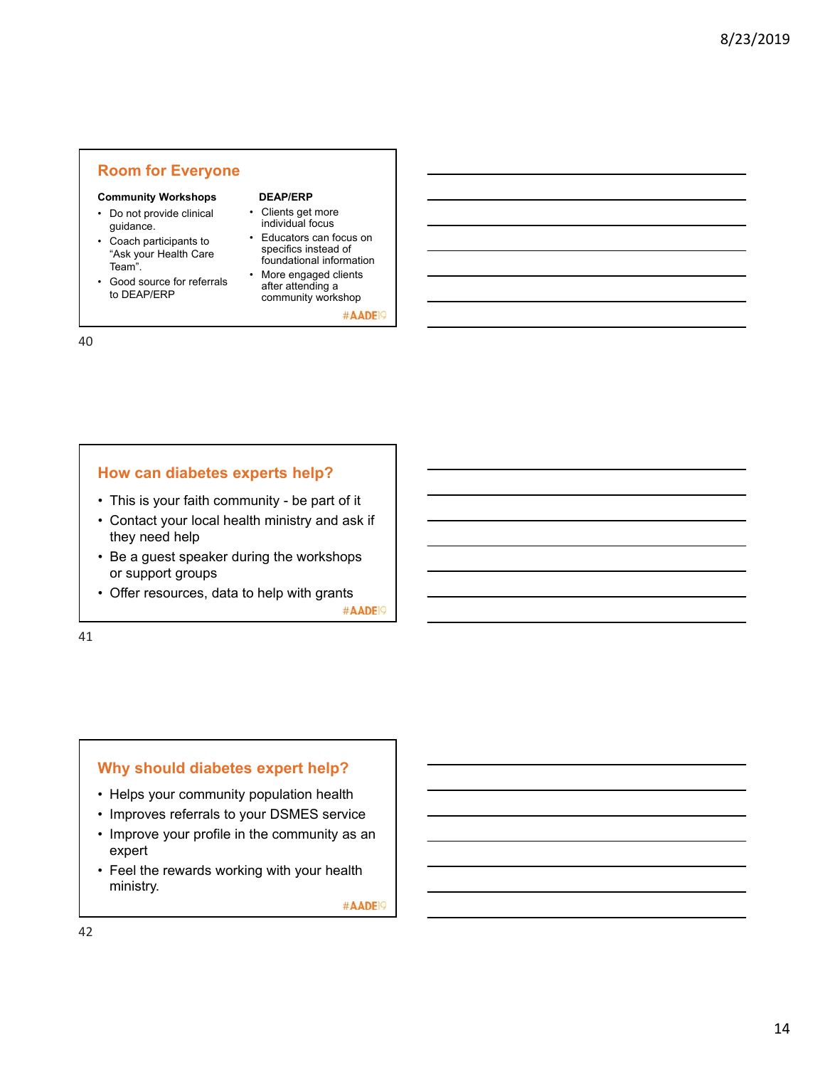## Room for Everyone

**Community Workshops**

- Do not provide clinical guidance.
- Coach participants to "Ask your Health Care Team".
- Good source for referrals to DEAP/ERP

**DEAP/ERP**

- Clients get more individual focus
- Educators can focus on specifics instead of foundational information
- More engaged clients after attending a community workshop

#AADE19

## How can diabetes experts help?

- This is your faith community - be part of it
- Contact your local health ministry and ask if they need help
- Be a guest speaker during the workshops or support groups
- Offer resources, data to help with grants

#AADE19

## Why should diabetes expert help?

- Helps your community population health
- Improves referrals to your DSMES service
- Improve your profile in the community as an expert
- Feel the rewards working with your health ministry.

#AADE19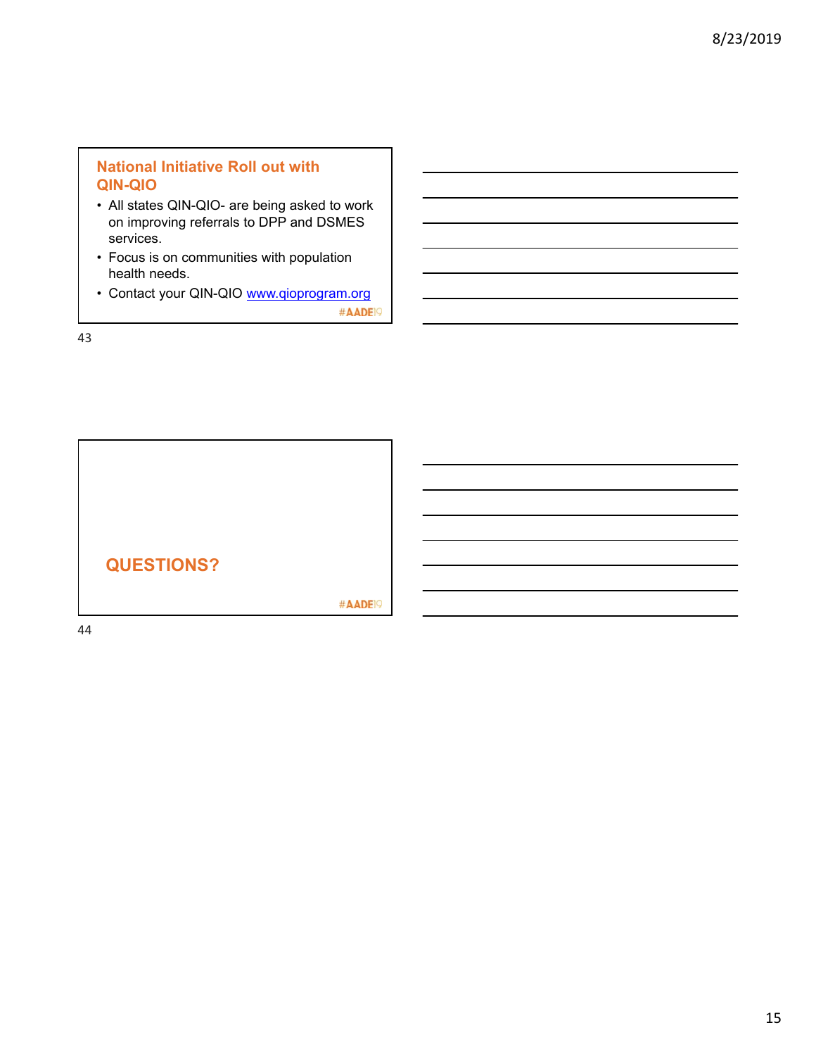## National Initiative Roll out with QIN-QIO

- All states QIN-QIO- are being asked to work on improving referrals to DPP and DSMES services.
- Focus is on communities with population health needs.
- Contact your QIN-QIO [www.qioprogram.org](http://www.qioprogram.org)

#AADE19

43

## QUESTIONS?

#AADE19

44